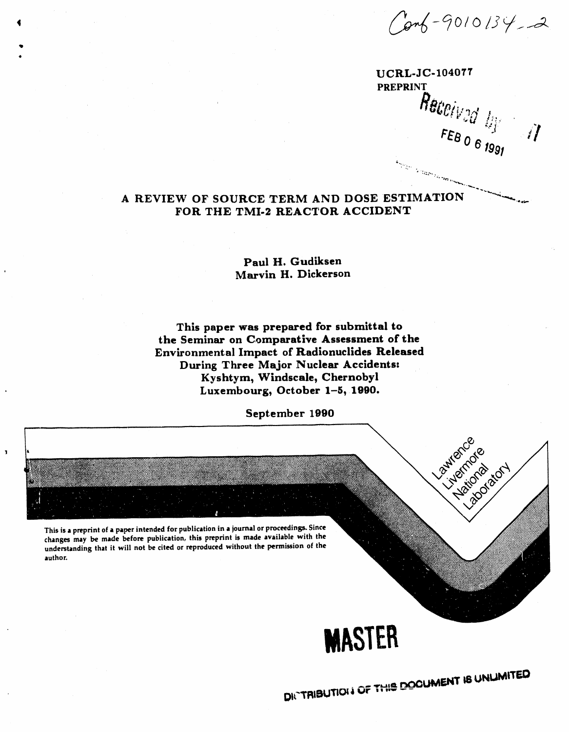Conf-9010134--2

UCRL-JC-104077
PREPRINT

Received by
FEB 06 1991

# A REVIEW OF SOURCE TERM AND DOSE ESTIMATION FOR THE TMI-2 REACTOR ACCIDENT

**Paul H. Gudiksen**
**Marvin H. Dickerson**

**This paper was prepared for submittal to the Seminar on Comparative Assessment of the Environmental Impact of Radionuclides Released During Three Major Nuclear Accidents: Kyshtym, Windscale, Chernobyl Luxembourg, October 1–5, 1990.**

**September 1990**

Lawrence Livermore National Laboratory

This is a preprint of a paper intended for publication in a journal or proceedings. Since changes may be made before publication, this preprint is made available with the understanding that it will not be cited or reproduced without the permission of the author.

**MASTER**

DISTRIBUTION OF THIS DOCUMENT IS UNLIMITED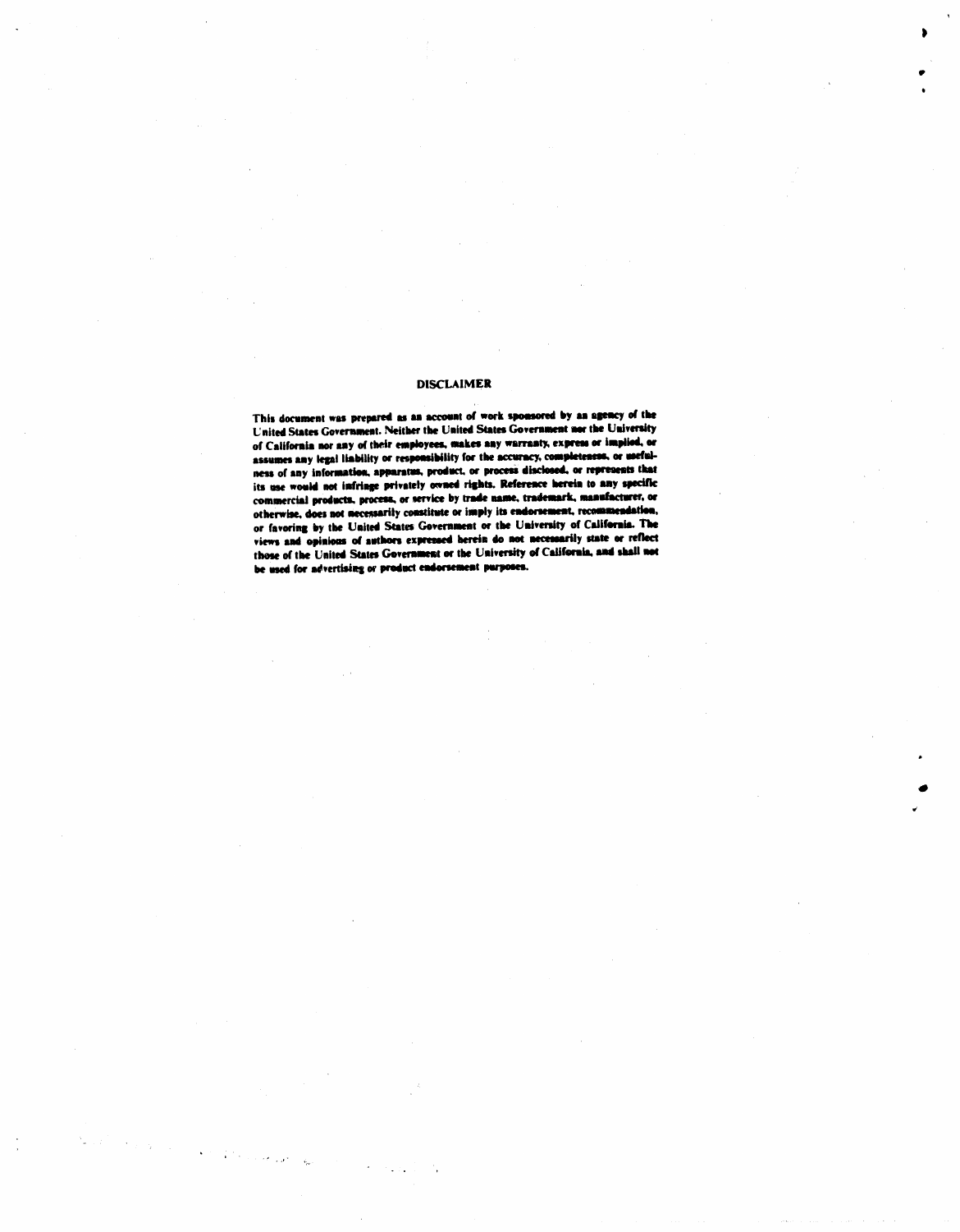## DISCLAIMER

This document was prepared as an account of work sponsored by an agency of the United States Government. Neither the United States Government nor the University of California nor any of their employees, makes any warranty, express or implied, or assumes any legal liability or responsibility for the accuracy, completeness, or usefulness of any information, apparatus, product, or process disclosed, or represents that its use would not infringe privately owned rights. Reference herein to any specific commercial products, process, or service by trade name, trademark, manufacturer, or otherwise, does not necessarily constitute or imply its endorsement, recommendation, or favoring by the United States Government or the University of California. The views and opinions of authors expressed herein do not necessarily state or reflect those of the United States Government or the University of California, and shall not be used for advertising or product endorsement purposes.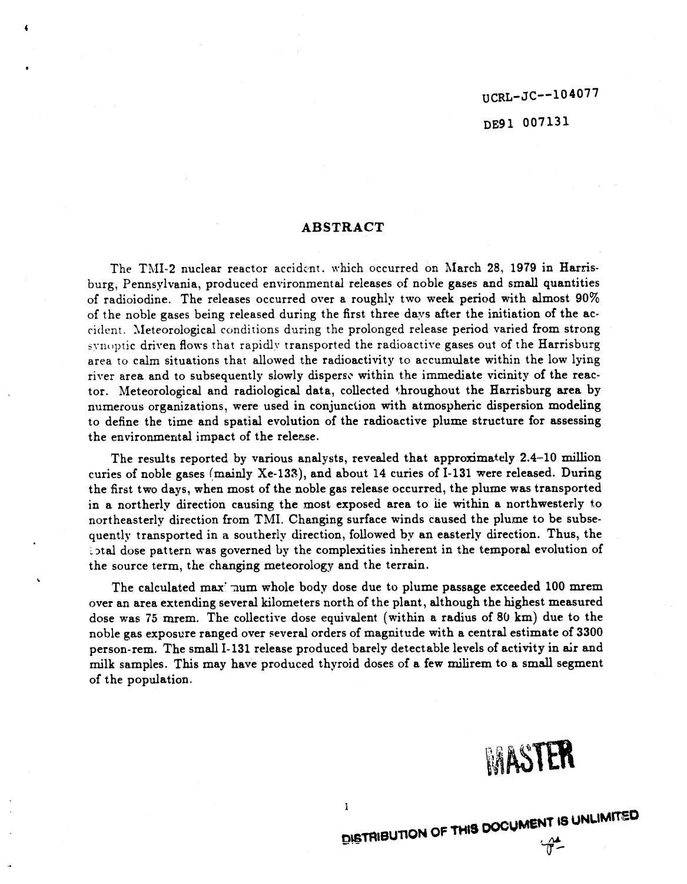UCRL-JC--104077

DE91 007131

## ABSTRACT

The TMI-2 nuclear reactor accident, which occurred on March 28, 1979 in Harrisburg, Pennsylvania, produced environmental releases of noble gases and small quantities of radioiodine. The releases occurred over a roughly two week period with almost 90% of the noble gases being released during the first three days after the initiation of the accident. Meteorological conditions during the prolonged release period varied from strong synoptic driven flows that rapidly transported the radioactive gases out of the Harrisburg area to calm situations that allowed the radioactivity to accumulate within the low lying river area and to subsequently slowly disperse within the immediate vicinity of the reactor. Meteorological and radiological data, collected throughout the Harrisburg area by numerous organizations, were used in conjunction with atmospheric dispersion modeling to define the time and spatial evolution of the radioactive plume structure for assessing the environmental impact of the release.

The results reported by various analysts, revealed that approximately 2.4–10 million curies of noble gases (mainly Xe-133), and about 14 curies of I-131 were released. During the first two days, when most of the noble gas release occurred, the plume was transported in a northerly direction causing the most exposed area to lie within a northwesterly to northeasterly direction from TMI. Changing surface winds caused the plume to be subsequently transported in a southerly direction, followed by an easterly direction. Thus, the total dose pattern was governed by the complexities inherent in the temporal evolution of the source term, the changing meteorology and the terrain.

The calculated maximum whole body dose due to plume passage exceeded 100 mrem over an area extending several kilometers north of the plant, although the highest measured dose was 75 mrem. The collective dose equivalent (within a radius of 80 km) due to the noble gas exposure ranged over several orders of magnitude with a central estimate of 3300 person-rem. The small I-131 release produced barely detectable levels of activity in air and milk samples. This may have produced thyroid doses of a few milirem to a small segment of the population.

MASTER

DISTRIBUTION OF THIS DOCUMENT IS UNLIMITED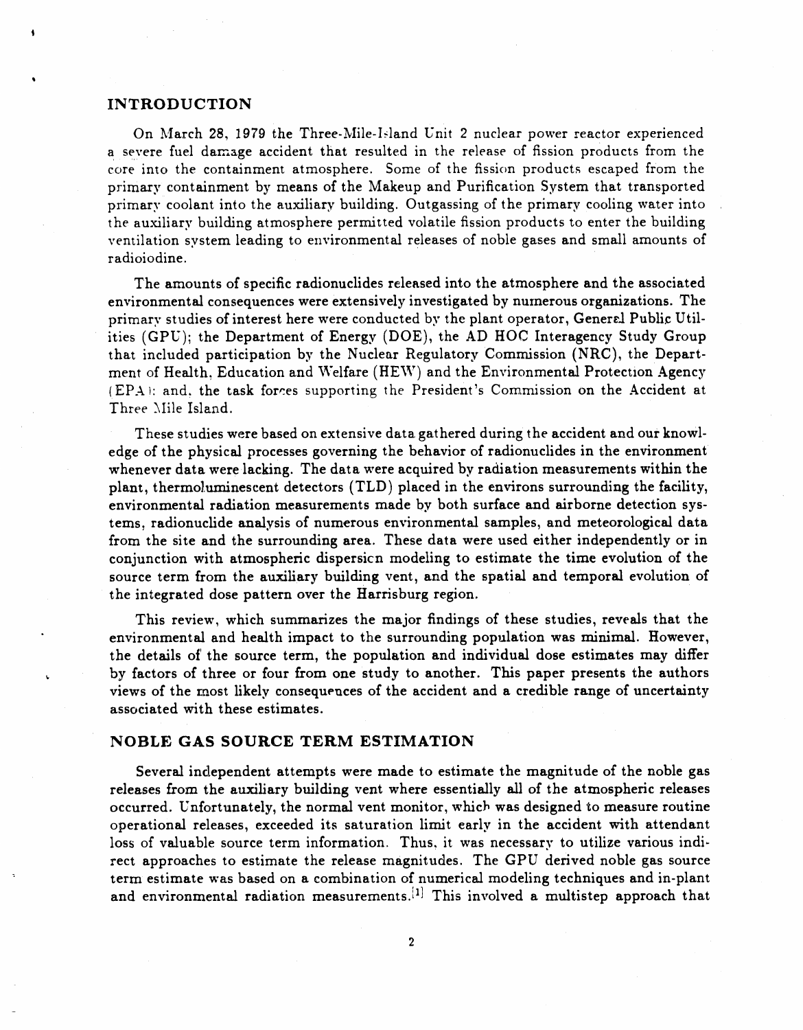## INTRODUCTION

On March 28, 1979 the Three-Mile-Island Unit 2 nuclear power reactor experienced a severe fuel damage accident that resulted in the release of fission products from the core into the containment atmosphere. Some of the fission products escaped from the primary containment by means of the Makeup and Purification System that transported primary coolant into the auxiliary building. Outgassing of the primary cooling water into the auxiliary building atmosphere permitted volatile fission products to enter the building ventilation system leading to environmental releases of noble gases and small amounts of radioiodine.

The amounts of specific radionuclides released into the atmosphere and the associated environmental consequences were extensively investigated by numerous organizations. The primary studies of interest here were conducted by the plant operator, General Public Utilities (GPU); the Department of Energy (DOE), the AD HOC Interagency Study Group that included participation by the Nuclear Regulatory Commission (NRC), the Department of Health, Education and Welfare (HEW) and the Environmental Protection Agency (EPA); and, the task forces supporting the President's Commission on the Accident at Three Mile Island.

These studies were based on extensive data gathered during the accident and our knowledge of the physical processes governing the behavior of radionuclides in the environment whenever data were lacking. The data were acquired by radiation measurements within the plant, thermoluminescent detectors (TLD) placed in the environs surrounding the facility, environmental radiation measurements made by both surface and airborne detection systems, radionuclide analysis of numerous environmental samples, and meteorological data from the site and the surrounding area. These data were used either independently or in conjunction with atmospheric dispersion modeling to estimate the time evolution of the source term from the auxiliary building vent, and the spatial and temporal evolution of the integrated dose pattern over the Harrisburg region.

This review, which summarizes the major findings of these studies, reveals that the environmental and health impact to the surrounding population was minimal. However, the details of the source term, the population and individual dose estimates may differ by factors of three or four from one study to another. This paper presents the authors views of the most likely consequences of the accident and a credible range of uncertainty associated with these estimates.

## NOBLE GAS SOURCE TERM ESTIMATION

Several independent attempts were made to estimate the magnitude of the noble gas releases from the auxiliary building vent where essentially all of the atmospheric releases occurred. Unfortunately, the normal vent monitor, which was designed to measure routine operational releases, exceeded its saturation limit early in the accident with attendant loss of valuable source term information. Thus, it was necessary to utilize various indirect approaches to estimate the release magnitudes. The GPU derived noble gas source term estimate was based on a combination of numerical modeling techniques and in-plant and environmental radiation measurements.[1] This involved a multistep approach that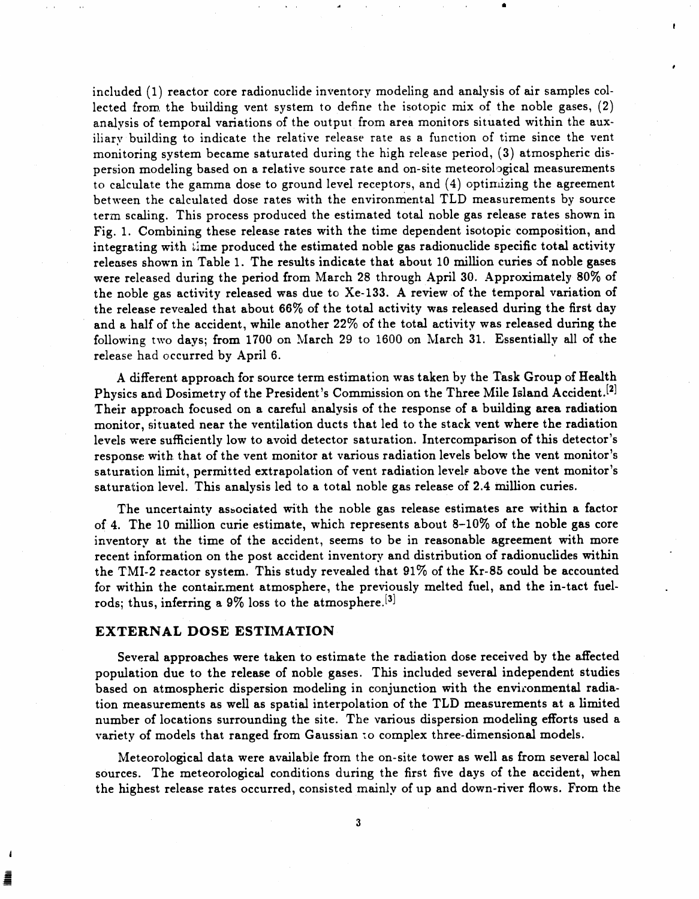included (1) reactor core radionuclide inventory modeling and analysis of air samples collected from the building vent system to define the isotopic mix of the noble gases, (2) analysis of temporal variations of the output from area monitors situated within the auxiliary building to indicate the relative release rate as a function of time since the vent monitoring system became saturated during the high release period, (3) atmospheric dispersion modeling based on a relative source rate and on-site meteorological measurements to calculate the gamma dose to ground level receptors, and (4) optimizing the agreement between the calculated dose rates with the environmental TLD measurements by source term scaling. This process produced the estimated total noble gas release rates shown in Fig. 1. Combining these release rates with the time dependent isotopic composition, and integrating with time produced the estimated noble gas radionuclide specific total activity releases shown in Table 1. The results indicate that about 10 million curies of noble gases were released during the period from March 28 through April 30. Approximately 80% of the noble gas activity released was due to Xe-133. A review of the temporal variation of the release revealed that about 66% of the total activity was released during the first day and a half of the accident, while another 22% of the total activity was released during the following two days; from 1700 on March 29 to 1600 on March 31. Essentially all of the release had occurred by April 6.

A different approach for source term estimation was taken by the Task Group of Health Physics and Dosimetry of the President's Commission on the Three Mile Island Accident.[2] Their approach focused on a careful analysis of the response of a building area radiation monitor, situated near the ventilation ducts that led to the stack vent where the radiation levels were sufficiently low to avoid detector saturation. Intercomparison of this detector's response with that of the vent monitor at various radiation levels below the vent monitor's saturation limit, permitted extrapolation of vent radiation levels above the vent monitor's saturation level. This analysis led to a total noble gas release of 2.4 million curies.

The uncertainty associated with the noble gas release estimates are within a factor of 4. The 10 million curie estimate, which represents about 8–10% of the noble gas core inventory at the time of the accident, seems to be in reasonable agreement with more recent information on the post accident inventory and distribution of radionuclides within the TMI-2 reactor system. This study revealed that 91% of the Kr-85 could be accounted for within the containment atmosphere, the previously melted fuel, and the in-tact fuel-rods; thus, inferring a 9% loss to the atmosphere.[3]

## EXTERNAL DOSE ESTIMATION

Several approaches were taken to estimate the radiation dose received by the affected population due to the release of noble gases. This included several independent studies based on atmospheric dispersion modeling in conjunction with the environmental radiation measurements as well as spatial interpolation of the TLD measurements at a limited number of locations surrounding the site. The various dispersion modeling efforts used a variety of models that ranged from Gaussian to complex three-dimensional models.

Meteorological data were available from the on-site tower as well as from several local sources. The meteorological conditions during the first five days of the accident, when the highest release rates occurred, consisted mainly of up and down-river flows. From the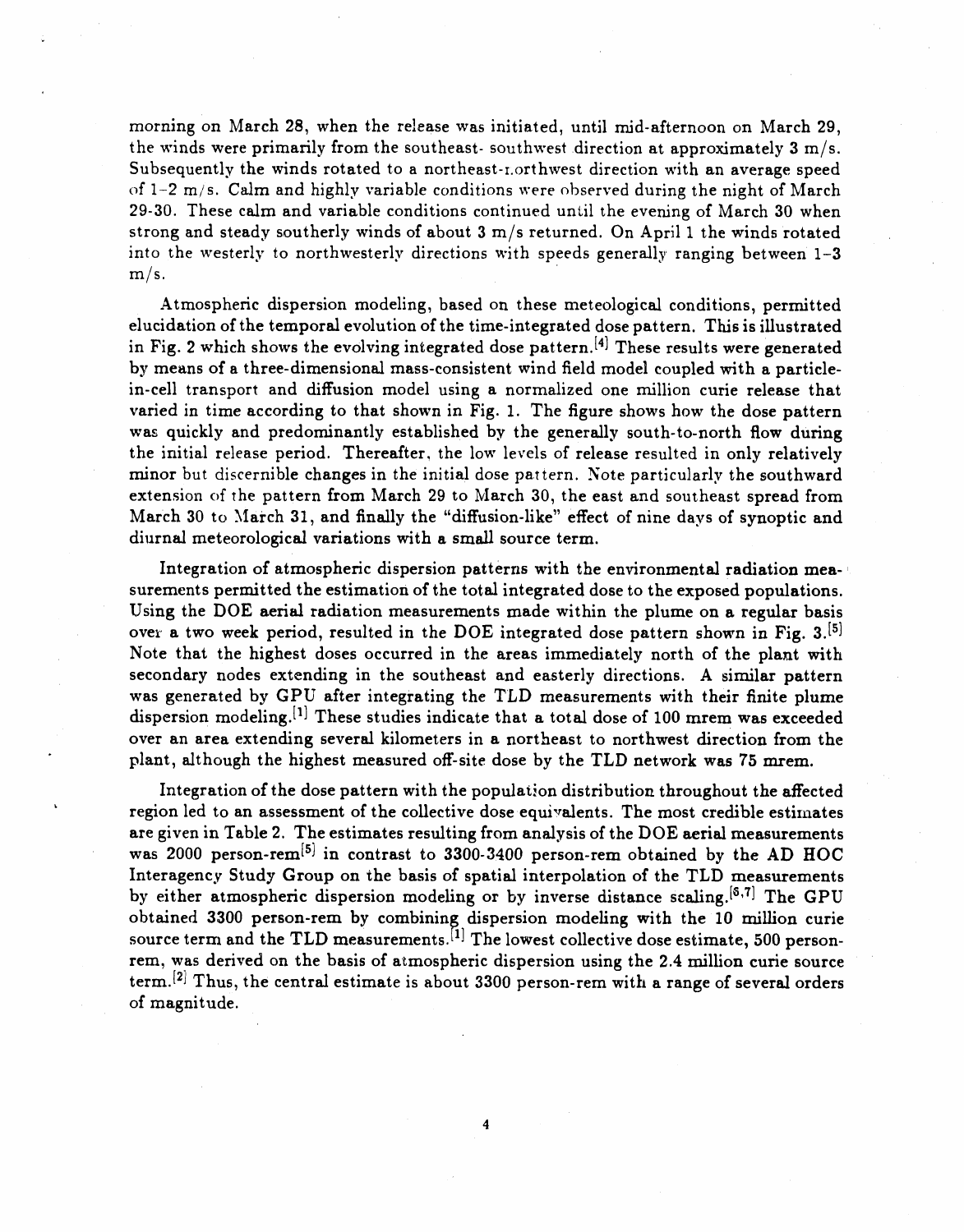morning on March 28, when the release was initiated, until mid-afternoon on March 29, the winds were primarily from the southeast- southwest direction at approximately 3 m/s. Subsequently the winds rotated to a northeast-northwest direction with an average speed of 1–2 m/s. Calm and highly variable conditions were observed during the night of March 29-30. These calm and variable conditions continued until the evening of March 30 when strong and steady southerly winds of about 3 m/s returned. On April 1 the winds rotated into the westerly to northwesterly directions with speeds generally ranging between 1–3 m/s.

Atmospheric dispersion modeling, based on these meteological conditions, permitted elucidation of the temporal evolution of the time-integrated dose pattern. This is illustrated in Fig. 2 which shows the evolving integrated dose pattern.[4] These results were generated by means of a three-dimensional mass-consistent wind field model coupled with a particle-in-cell transport and diffusion model using a normalized one million curie release that varied in time according to that shown in Fig. 1. The figure shows how the dose pattern was quickly and predominantly established by the generally south-to-north flow during the initial release period. Thereafter, the low levels of release resulted in only relatively minor but discernible changes in the initial dose pattern. Note particularly the southward extension of the pattern from March 29 to March 30, the east and southeast spread from March 30 to March 31, and finally the "diffusion-like" effect of nine days of synoptic and diurnal meteorological variations with a small source term.

Integration of atmospheric dispersion patterns with the environmental radiation measurements permitted the estimation of the total integrated dose to the exposed populations. Using the DOE aerial radiation measurements made within the plume on a regular basis over a two week period, resulted in the DOE integrated dose pattern shown in Fig. 3.[5] Note that the highest doses occurred in the areas immediately north of the plant with secondary nodes extending in the southeast and easterly directions. A similar pattern was generated by GPU after integrating the TLD measurements with their finite plume dispersion modeling.[1] These studies indicate that a total dose of 100 mrem was exceeded over an area extending several kilometers in a northeast to northwest direction from the plant, although the highest measured off-site dose by the TLD network was 75 mrem.

Integration of the dose pattern with the population distribution throughout the affected region led to an assessment of the collective dose equivalents. The most credible estimates are given in Table 2. The estimates resulting from analysis of the DOE aerial measurements was 2000 person-rem[5] in contrast to 3300-3400 person-rem obtained by the AD HOC Interagency Study Group on the basis of spatial interpolation of the TLD measurements by either atmospheric dispersion modeling or by inverse distance scaling.[6,7] The GPU obtained 3300 person-rem by combining dispersion modeling with the 10 million curie source term and the TLD measurements.[1] The lowest collective dose estimate, 500 person-rem, was derived on the basis of atmospheric dispersion using the 2.4 million curie source term.[2] Thus, the central estimate is about 3300 person-rem with a range of several orders of magnitude.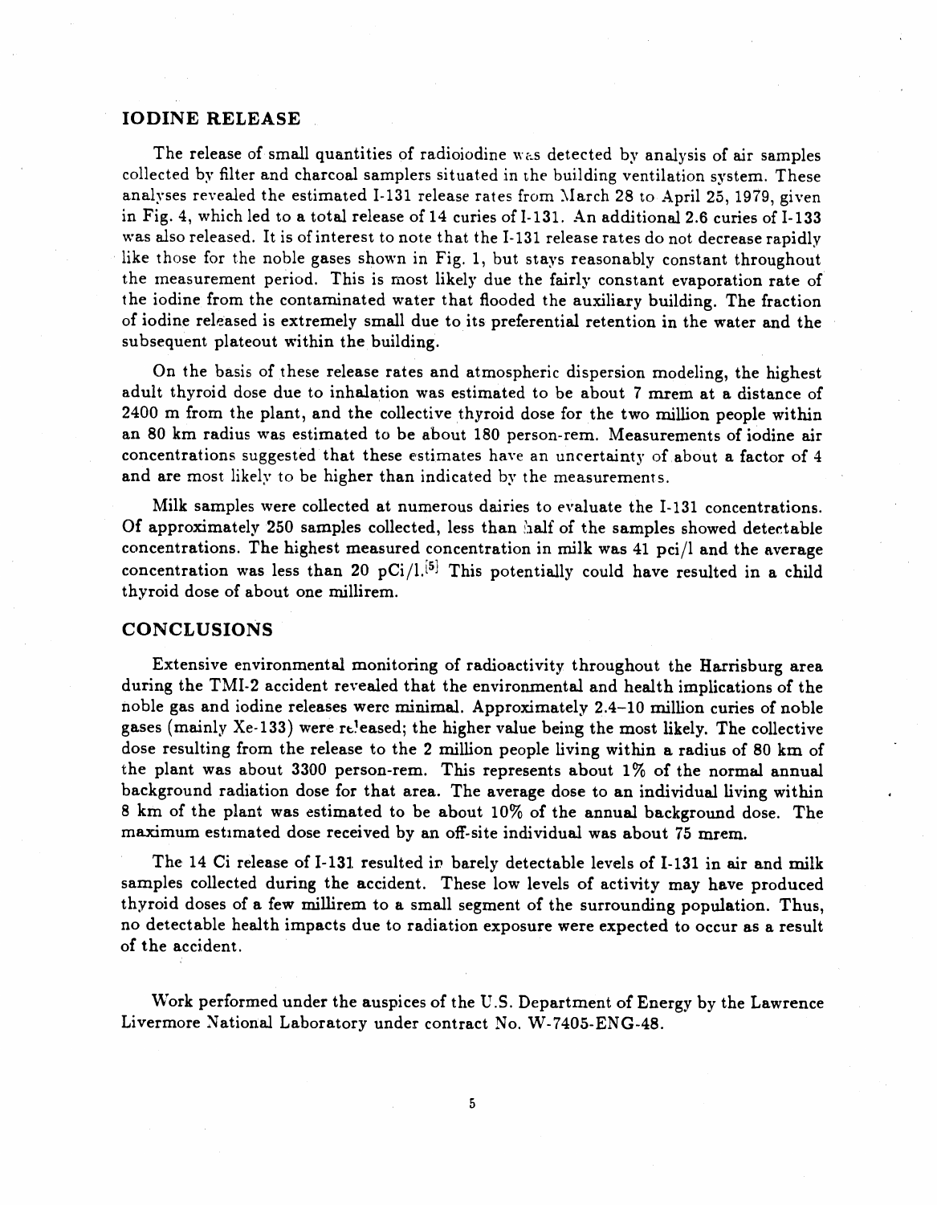## IODINE RELEASE

The release of small quantities of radioiodine was detected by analysis of air samples collected by filter and charcoal samplers situated in the building ventilation system. These analyses revealed the estimated I-131 release rates from March 28 to April 25, 1979, given in Fig. 4, which led to a total release of 14 curies of I-131. An additional 2.6 curies of I-133 was also released. It is of interest to note that the I-131 release rates do not decrease rapidly like those for the noble gases shown in Fig. 1, but stays reasonably constant throughout the measurement period. This is most likely due the fairly constant evaporation rate of the iodine from the contaminated water that flooded the auxiliary building. The fraction of iodine released is extremely small due to its preferential retention in the water and the subsequent plateout within the building.

On the basis of these release rates and atmospheric dispersion modeling, the highest adult thyroid dose due to inhalation was estimated to be about 7 mrem at a distance of 2400 m from the plant, and the collective thyroid dose for the two million people within an 80 km radius was estimated to be about 180 person-rem. Measurements of iodine air concentrations suggested that these estimates have an uncertainty of about a factor of 4 and are most likely to be higher than indicated by the measurements.

Milk samples were collected at numerous dairies to evaluate the I-131 concentrations. Of approximately 250 samples collected, less than half of the samples showed detectable concentrations. The highest measured concentration in milk was 41 pci/l and the average concentration was less than 20 pCi/l.[5] This potentially could have resulted in a child thyroid dose of about one millirem.

## CONCLUSIONS

Extensive environmental monitoring of radioactivity throughout the Harrisburg area during the TMI-2 accident revealed that the environmental and health implications of the noble gas and iodine releases were minimal. Approximately 2.4–10 million curies of noble gases (mainly Xe-133) were released; the higher value being the most likely. The collective dose resulting from the release to the 2 million people living within a radius of 80 km of the plant was about 3300 person-rem. This represents about 1% of the normal annual background radiation dose for that area. The average dose to an individual living within 8 km of the plant was estimated to be about 10% of the annual background dose. The maximum estimated dose received by an off-site individual was about 75 mrem.

The 14 Ci release of I-131 resulted in barely detectable levels of I-131 in air and milk samples collected during the accident. These low levels of activity may have produced thyroid doses of a few millirem to a small segment of the surrounding population. Thus, no detectable health impacts due to radiation exposure were expected to occur as a result of the accident.

Work performed under the auspices of the U.S. Department of Energy by the Lawrence Livermore National Laboratory under contract No. W-7405-ENG-48.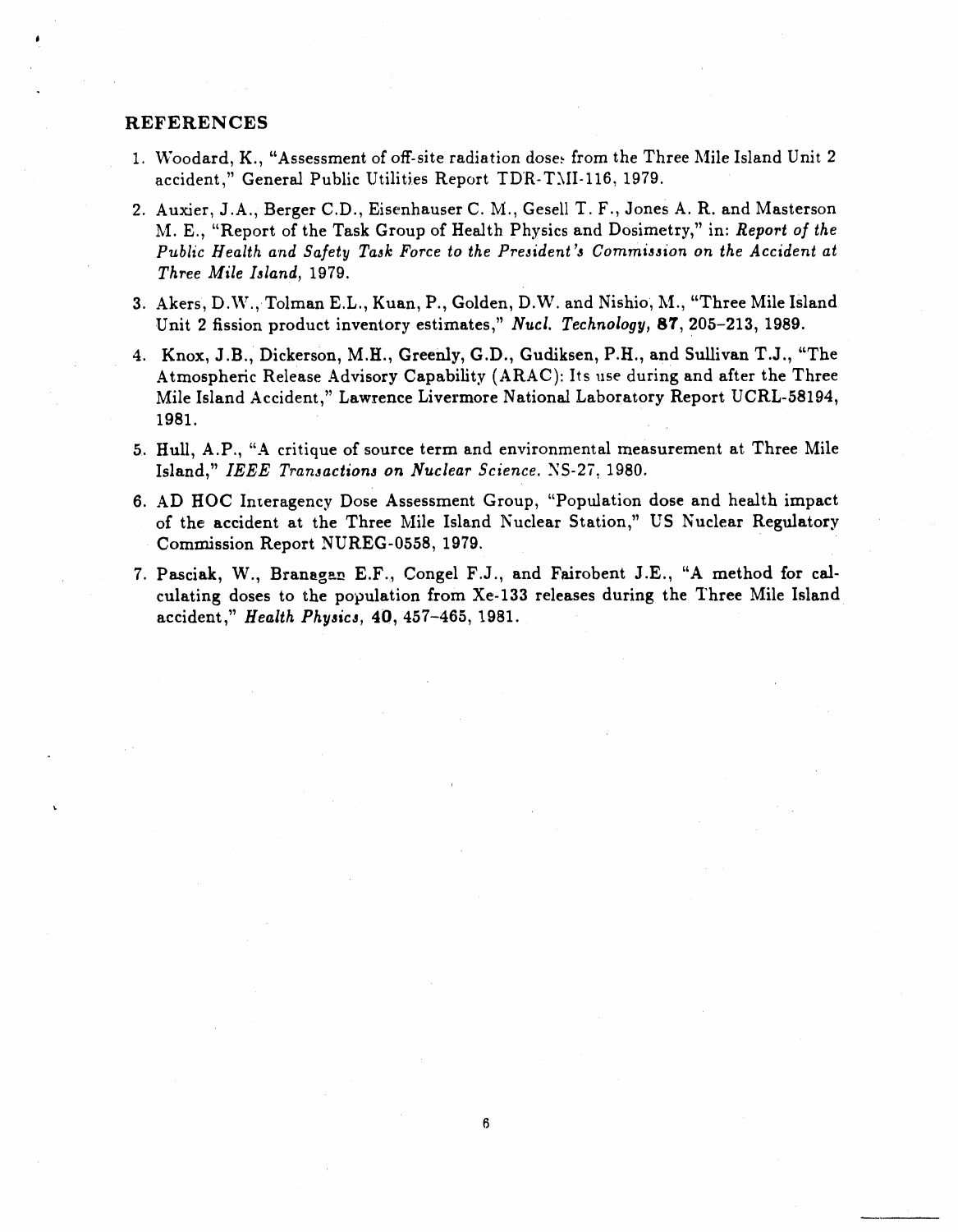## REFERENCES

1. Woodard, K., "Assessment of off-site radiation doses from the Three Mile Island Unit 2 accident," General Public Utilities Report TDR-TMI-116, 1979.
2. Auxier, J.A., Berger C.D., Eisenhauser C. M., Gesell T. F., Jones A. R. and Masterson M. E., "Report of the Task Group of Health Physics and Dosimetry," in: *Report of the Public Health and Safety Task Force to the President's Commission on the Accident at Three Mile Island*, 1979.
3. Akers, D.W., Tolman E.L., Kuan, P., Golden, D.W. and Nishio, M., "Three Mile Island Unit 2 fission product inventory estimates," *Nucl. Technology*, **87**, 205–213, 1989.
4. Knox, J.B., Dickerson, M.H., Greenly, G.D., Gudiksen, P.H., and Sullivan T.J., "The Atmospheric Release Advisory Capability (ARAC): Its use during and after the Three Mile Island Accident," Lawrence Livermore National Laboratory Report UCRL-58194, 1981.
5. Hull, A.P., "A critique of source term and environmental measurement at Three Mile Island," *IEEE Transactions on Nuclear Science*. NS-27, 1980.
6. AD HOC Interagency Dose Assessment Group, "Population dose and health impact of the accident at the Three Mile Island Nuclear Station," US Nuclear Regulatory Commission Report NUREG-0558, 1979.
7. Pasciak, W., Branagan E.F., Congel F.J., and Fairobent J.E., "A method for calculating doses to the population from Xe-133 releases during the Three Mile Island accident," *Health Physics*, **40**, 457–465, 1981.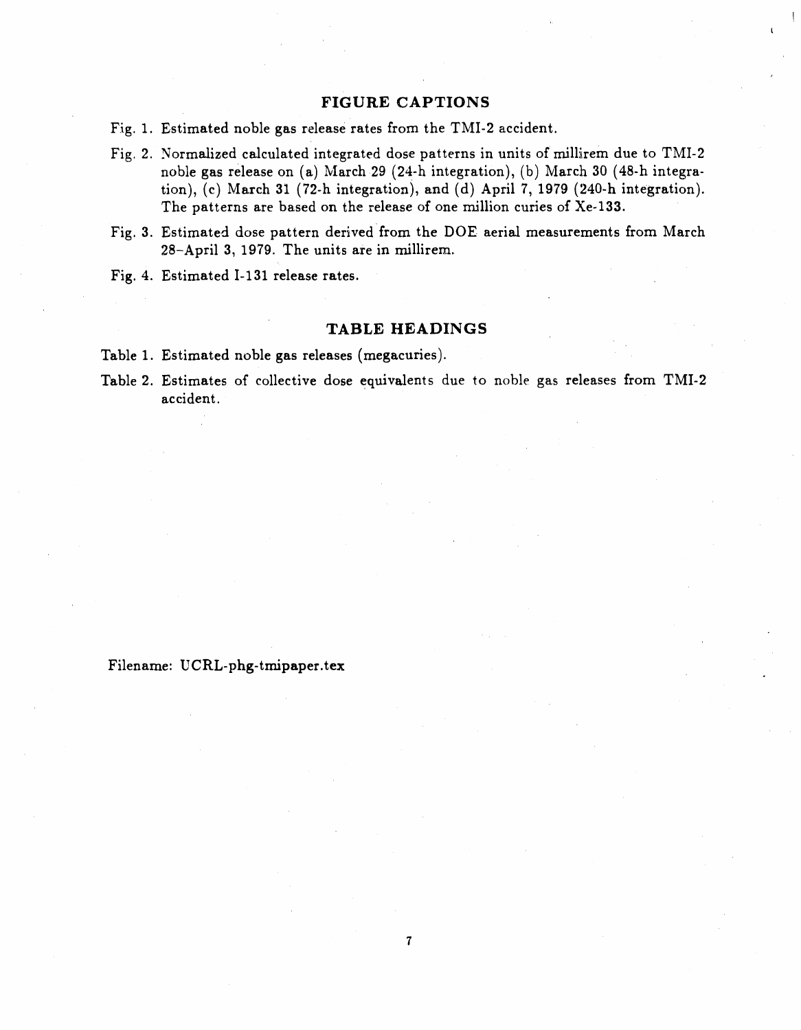## FIGURE CAPTIONS

Fig. 1. Estimated noble gas release rates from the TMI-2 accident.

Fig. 2. Normalized calculated integrated dose patterns in units of millirem due to TMI-2 noble gas release on (a) March 29 (24-h integration), (b) March 30 (48-h integration), (c) March 31 (72-h integration), and (d) April 7, 1979 (240-h integration). The patterns are based on the release of one million curies of Xe-133.

Fig. 3. Estimated dose pattern derived from the DOE aerial measurements from March 28–April 3, 1979. The units are in millirem.

Fig. 4. Estimated I-131 release rates.

## TABLE HEADINGS

Table 1. Estimated noble gas releases (megacuries).

Table 2. Estimates of collective dose equivalents due to noble gas releases from TMI-2 accident.

Filename: UCRL-phg-tmipaper.tex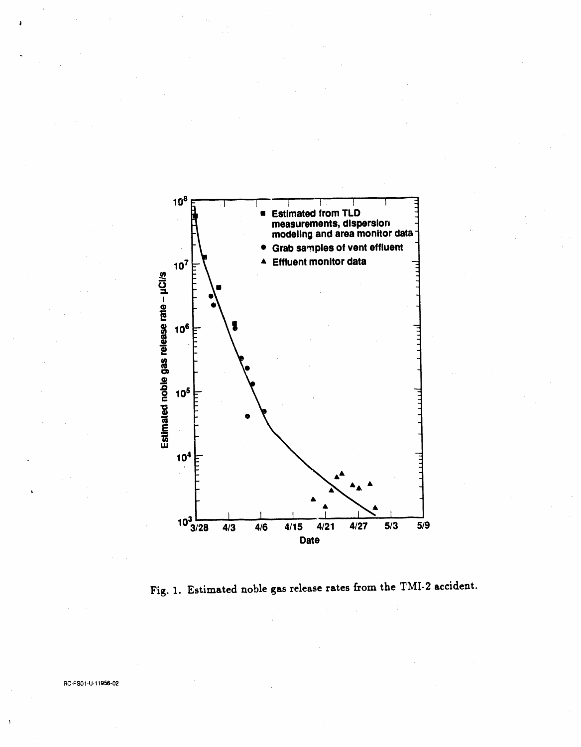Fig. 1. Estimated noble gas release rates from the TMI-2 accident.

RC-FS01-U-11956-02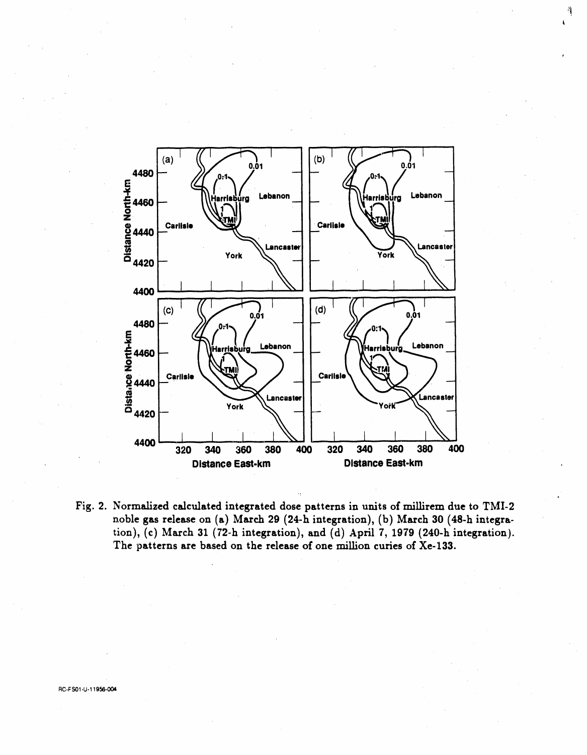Fig. 2. Normalized calculated integrated dose patterns in units of millirem due to TMI-2 noble gas release on (a) March 29 (24-h integration), (b) March 30 (48-h integration), (c) March 31 (72-h integration), and (d) April 7, 1979 (240-h integration). The patterns are based on the release of one million curies of Xe-133.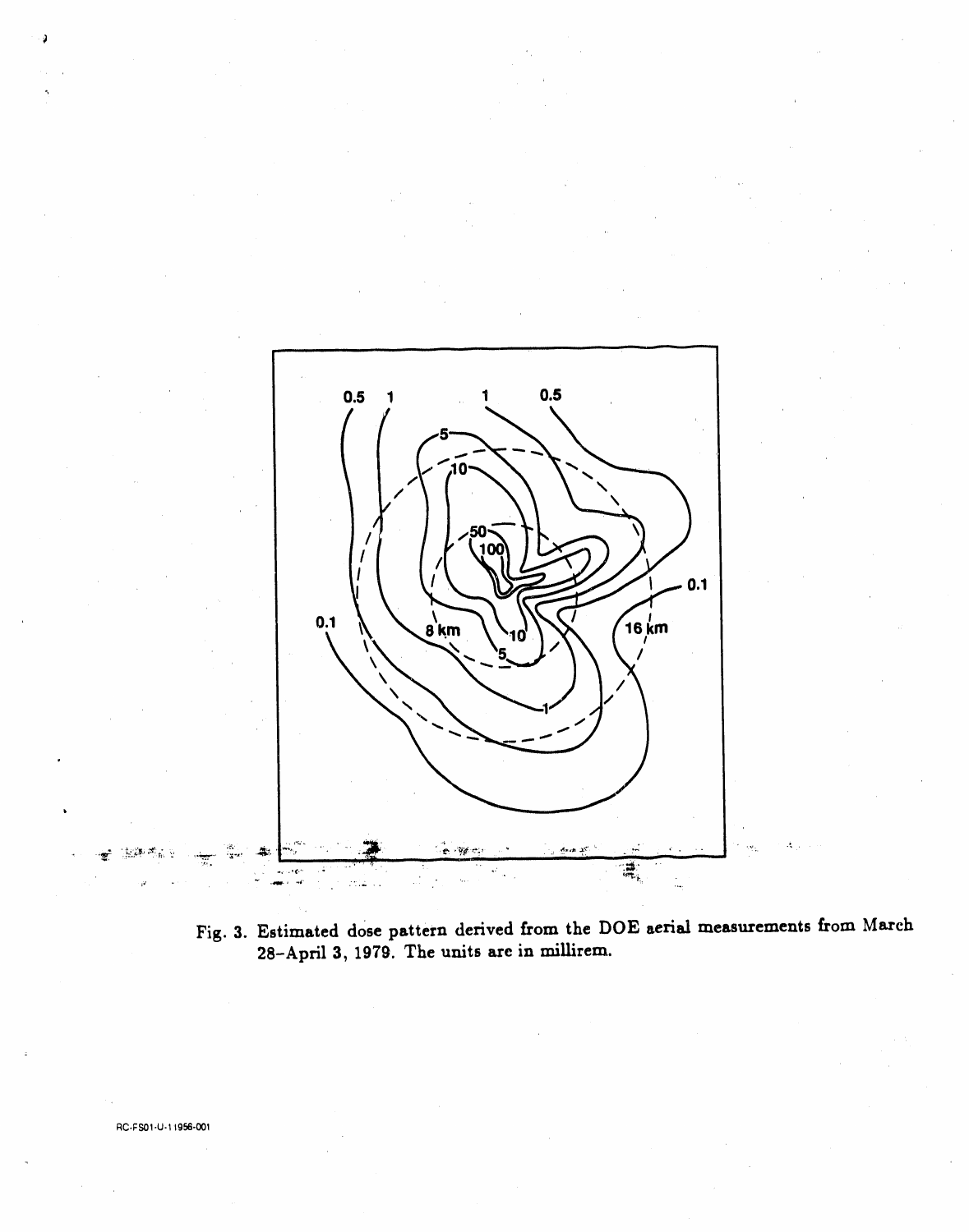Fig. 3. Estimated dose pattern derived from the DOE aerial measurements from March 28–April 3, 1979. The units are in millirem.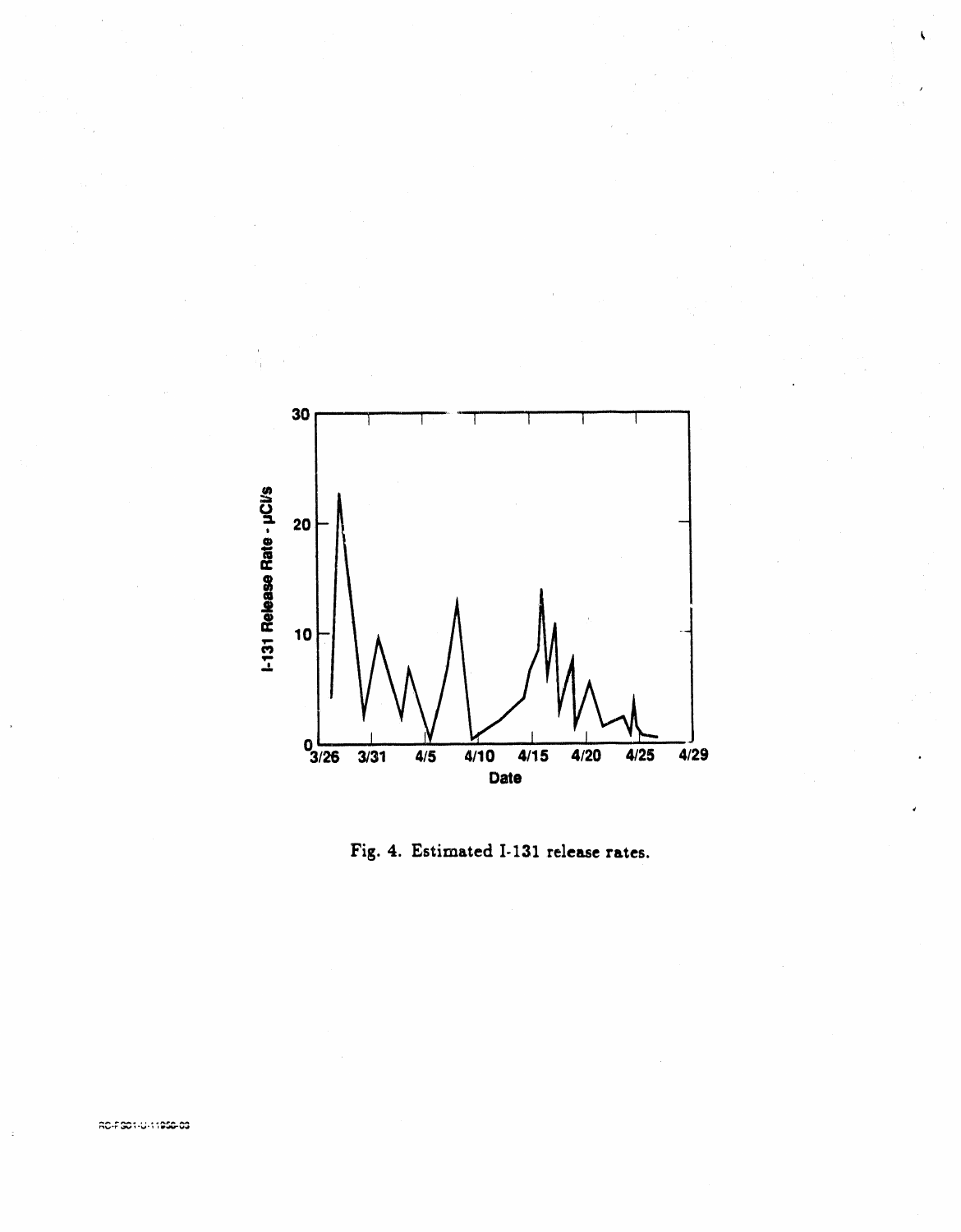Fig. 4. Estimated I-131 release rates.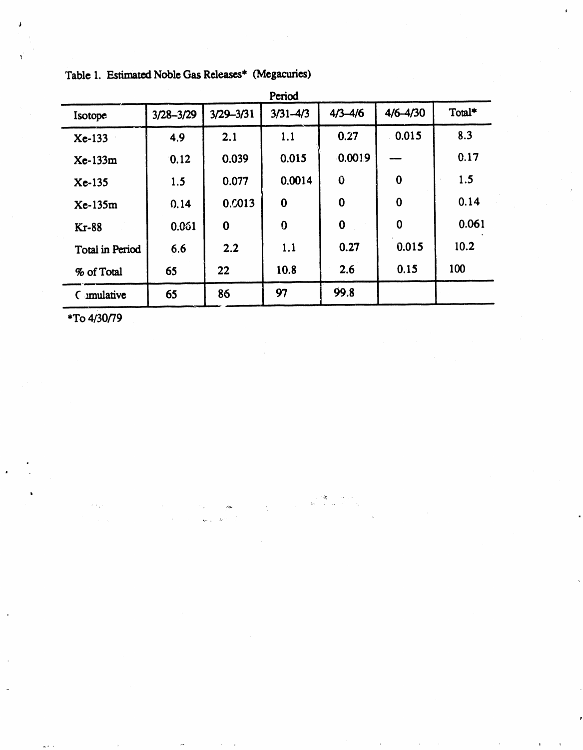Table 1. Estimated Noble Gas Releases* (Megacuries)

| | Period | | | | | |
|---|---|---|---|---|---|---|
| Isotope | 3/28–3/29 | 3/29–3/31 | 3/31–4/3 | 4/3–4/6 | 4/6–4/30 | Total* |
| Xe-133 | 4.9 | 2.1 | 1.1 | 0.27 | 0.015 | 8.3 |
| Xe-133m | 0.12 | 0.039 | 0.015 | 0.0019 | — | 0.17 |
| Xe-135 | 1.5 | 0.077 | 0.0014 | 0 | 0 | 1.5 |
| Xe-135m | 0.14 | 0.0013 | 0 | 0 | 0 | 0.14 |
| Kr-88 | 0.061 | 0 | 0 | 0 | 0 | 0.061 |
| Total in Period | 6.6 | 2.2 | 1.1 | 0.27 | 0.015 | 10.2 |
| % of Total | 65 | 22 | 10.8 | 2.6 | 0.15 | 100 |
| Cumulative | 65 | 86 | 97 | 99.8 | | |

*To 4/30/79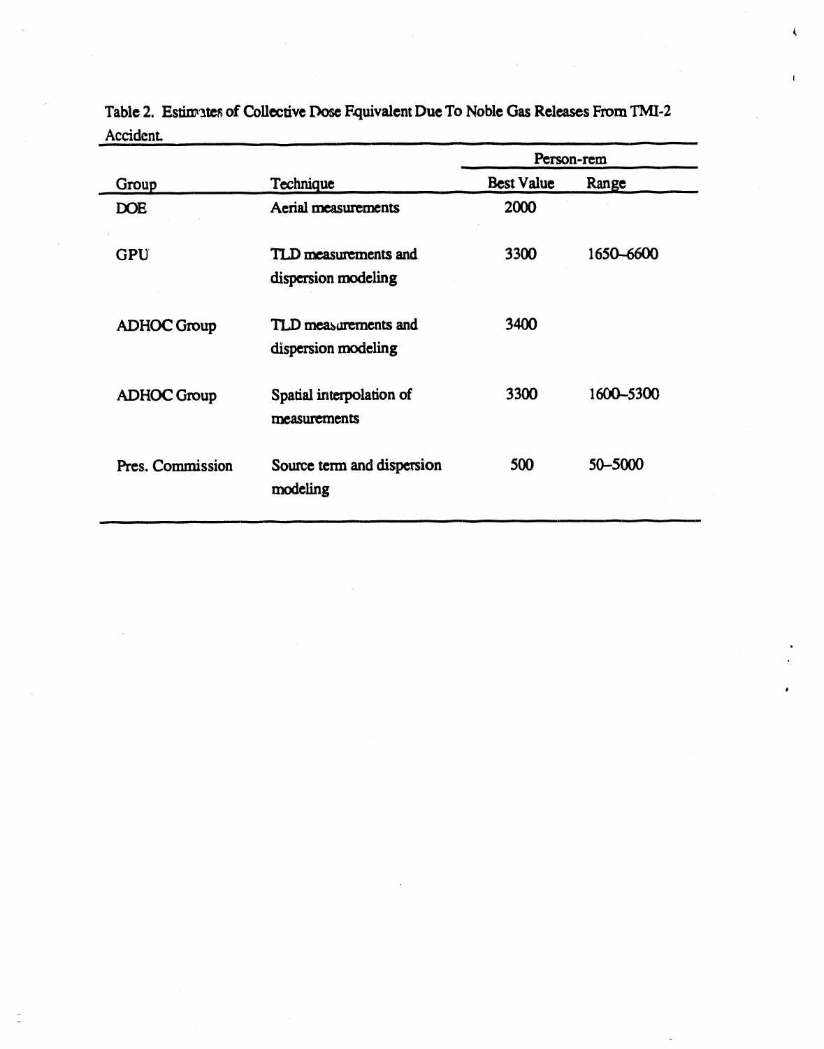Table 2. Estimates of Collective Dose Equivalent Due To Noble Gas Releases From TMI-2 Accident.

| Group | Technique | Person-rem | |
|---|---|---|---|
| | | Best Value | Range |
| DOE | Aerial measurements | 2000 | |
| GPU | TLD measurements and dispersion modeling | 3300 | 1650–6600 |
| ADHOC Group | TLD measurements and dispersion modeling | 3400 | |
| ADHOC Group | Spatial interpolation of measurements | 3300 | 1600–5300 |
| Pres. Commission | Source term and dispersion modeling | 500 | 50–5000 |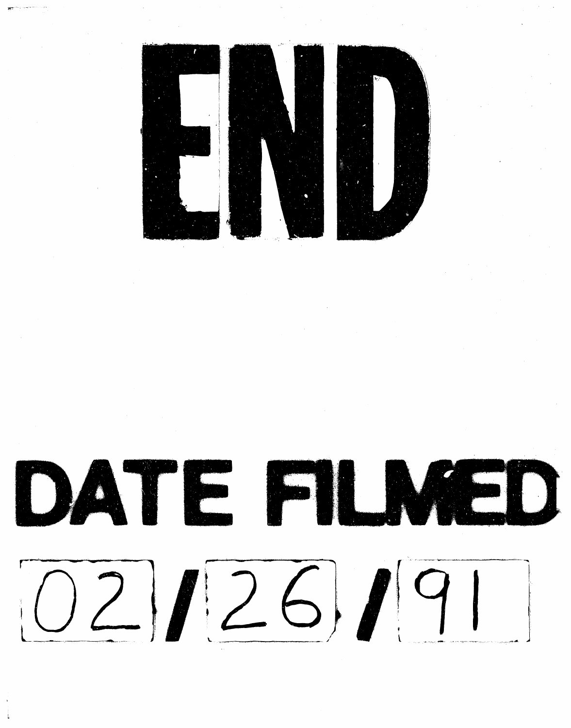# END

# DATE FILMED

02 / 26 / 91